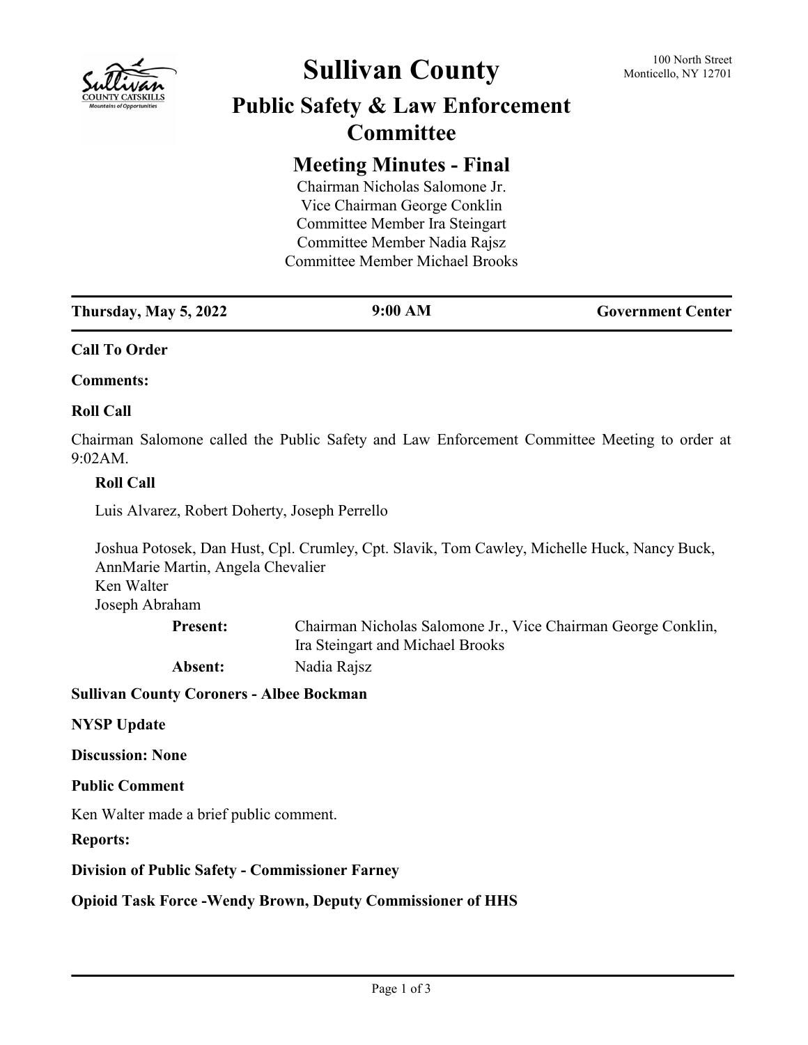# Sullivan County

100 North Street
Monticello, NY 12701

## Public Safety & Law Enforcement Committee

### Meeting Minutes - Final

Chairman Nicholas Salomone Jr.
Vice Chairman George Conklin
Committee Member Ira Steingart
Committee Member Nadia Rajsz
Committee Member Michael Brooks

| Thursday, May 5, 2022 | 9:00 AM | Government Center |
|---|---|---|

**Call To Order**

**Comments:**

**Roll Call**

Chairman Salomone called the Public Safety and Law Enforcement Committee Meeting to order at 9:02AM.

**Roll Call**

Luis Alvarez, Robert Doherty, Joseph Perrello

Joshua Potosek, Dan Hust, Cpl. Crumley, Cpt. Slavik, Tom Cawley, Michelle Huck, Nancy Buck, AnnMarie Martin, Angela Chevalier
Ken Walter
Joseph Abraham

**Present:** Chairman Nicholas Salomone Jr., Vice Chairman George Conklin, Ira Steingart and Michael Brooks

**Absent:** Nadia Rajsz

**Sullivan County Coroners - Albee Bockman**

**NYSP Update**

**Discussion: None**

**Public Comment**

Ken Walter made a brief public comment.

**Reports:**

**Division of Public Safety - Commissioner Farney**

**Opioid Task Force -Wendy Brown, Deputy Commissioner of HHS**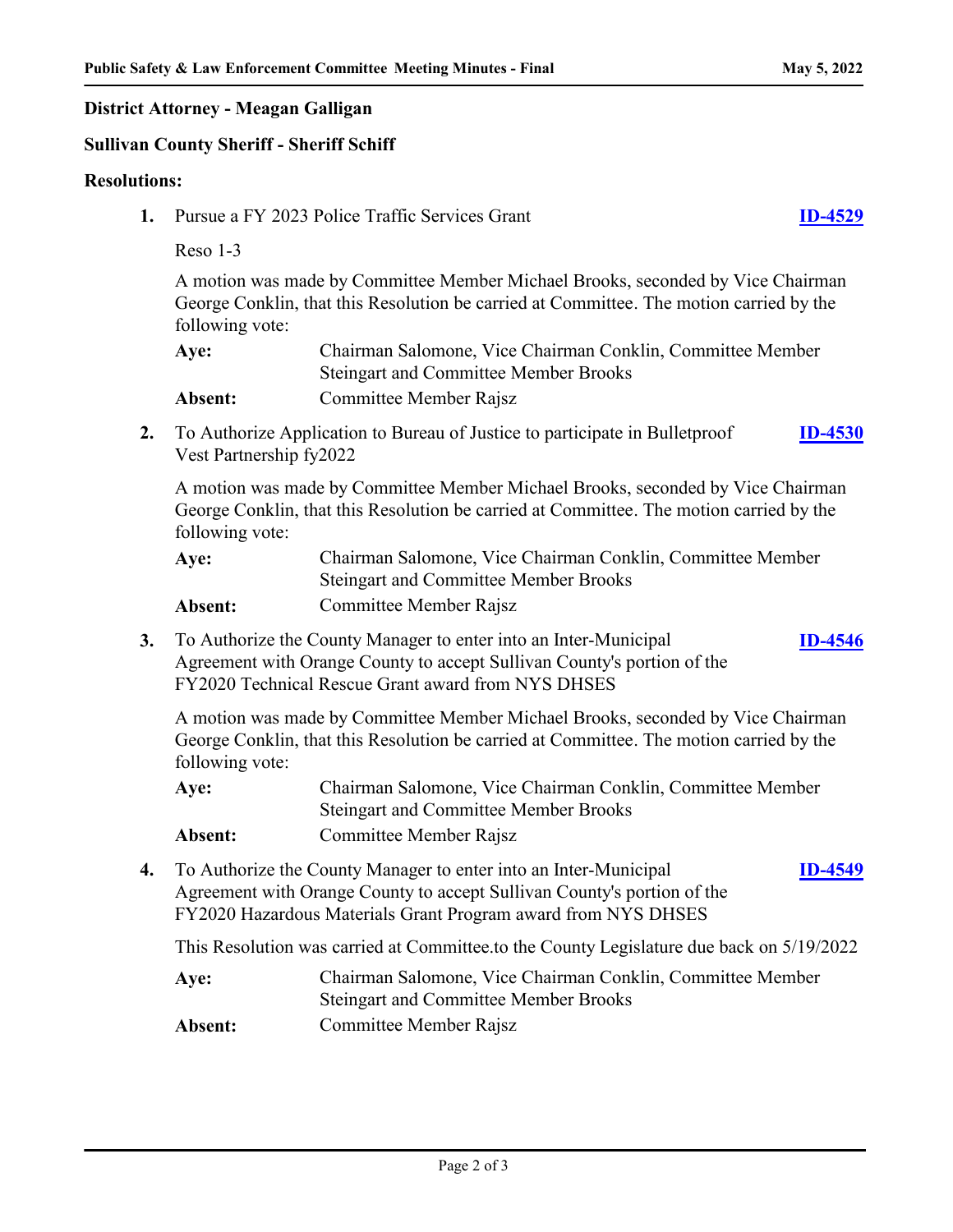**District Attorney - Meagan Galligan**

**Sullivan County Sheriff - Sheriff Schiff**

**Resolutions:**

1. Pursue a FY 2023 Police Traffic Services Grant **ID-4529**

   Reso 1-3

   A motion was made by Committee Member Michael Brooks, seconded by Vice Chairman George Conklin, that this Resolution be carried at Committee. The motion carried by the following vote:

   **Aye:** Chairman Salomone, Vice Chairman Conklin, Committee Member Steingart and Committee Member Brooks

   **Absent:** Committee Member Rajsz

2. To Authorize Application to Bureau of Justice to participate in Bulletproof Vest Partnership fy2022 **ID-4530**

   A motion was made by Committee Member Michael Brooks, seconded by Vice Chairman George Conklin, that this Resolution be carried at Committee. The motion carried by the following vote:

   **Aye:** Chairman Salomone, Vice Chairman Conklin, Committee Member Steingart and Committee Member Brooks

   **Absent:** Committee Member Rajsz

3. To Authorize the County Manager to enter into an Inter-Municipal Agreement with Orange County to accept Sullivan County's portion of the FY2020 Technical Rescue Grant award from NYS DHSES **ID-4546**

   A motion was made by Committee Member Michael Brooks, seconded by Vice Chairman George Conklin, that this Resolution be carried at Committee. The motion carried by the following vote:

   **Aye:** Chairman Salomone, Vice Chairman Conklin, Committee Member Steingart and Committee Member Brooks

   **Absent:** Committee Member Rajsz

4. To Authorize the County Manager to enter into an Inter-Municipal Agreement with Orange County to accept Sullivan County's portion of the FY2020 Hazardous Materials Grant Program award from NYS DHSES **ID-4549**

   This Resolution was carried at Committee.to the County Legislature due back on 5/19/2022

   **Aye:** Chairman Salomone, Vice Chairman Conklin, Committee Member Steingart and Committee Member Brooks

   **Absent:** Committee Member Rajsz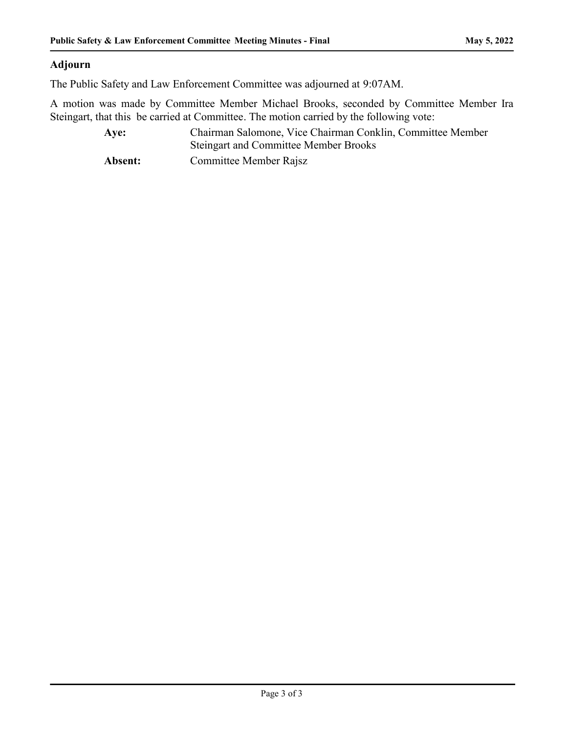## Adjourn

The Public Safety and Law Enforcement Committee was adjourned at 9:07AM.

A motion was made by Committee Member Michael Brooks, seconded by Committee Member Ira Steingart, that this be carried at Committee. The motion carried by the following vote:

**Aye:** Chairman Salomone, Vice Chairman Conklin, Committee Member Steingart and Committee Member Brooks

**Absent:** Committee Member Rajsz